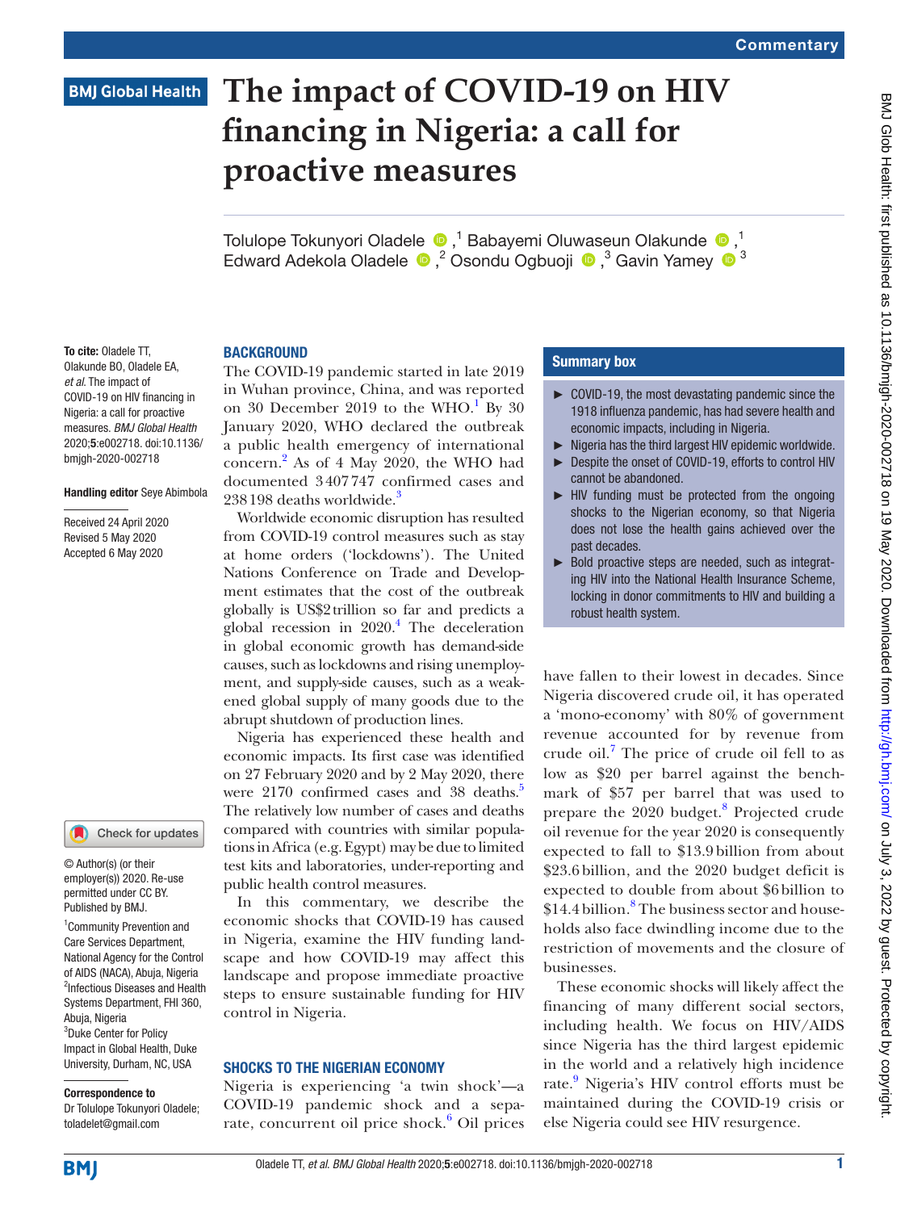Commentary

# The impact of COVID-19 on HIV financing in Nigeria: a call for proactive measures

Tolulope Tokunyori Oladele [1], Babayemi Oluwaseun Olakunde [1], Edward Adekola Oladele [2], Osondu Ogbuoji [3], Gavin Yamey [3]

**To cite:** Oladele TT, Olakunde BO, Oladele EA, *et al.* The impact of COVID-19 on HIV financing in Nigeria: a call for proactive measures. *BMJ Global Health* 2020;**5**:e002718. doi:10.1136/bmjgh-2020-002718

**Handling editor** Seye Abimbola

Received 24 April 2020
Revised 5 May 2020
Accepted 6 May 2020

© Author(s) (or their employer(s)) 2020. Re-use permitted under CC BY. Published by BMJ.

[1]Community Prevention and Care Services Department, National Agency for the Control of AIDS (NACA), Abuja, Nigeria
[2]Infectious Diseases and Health Systems Department, FHI 360, Abuja, Nigeria
[3]Duke Center for Policy Impact in Global Health, Duke University, Durham, NC, USA

**Correspondence to**
Dr Tolulope Tokunyori Oladele; toladelet@gmail.com

## BACKGROUND

The COVID-19 pandemic started in late 2019 in Wuhan province, China, and was reported on 30 December 2019 to the WHO.[1] By 30 January 2020, WHO declared the outbreak a public health emergency of international concern.[2] As of 4 May 2020, the WHO had documented 3 407 747 confirmed cases and 238 198 deaths worldwide.[3]

Worldwide economic disruption has resulted from COVID-19 control measures such as stay at home orders ('lockdowns'). The United Nations Conference on Trade and Development estimates that the cost of the outbreak globally is US$2 trillion so far and predicts a global recession in 2020.[4] The deceleration in global economic growth has demand-side causes, such as lockdowns and rising unemployment, and supply-side causes, such as a weakened global supply of many goods due to the abrupt shutdown of production lines.

Nigeria has experienced these health and economic impacts. Its first case was identified on 27 February 2020 and by 2 May 2020, there were 2170 confirmed cases and 38 deaths.[5] The relatively low number of cases and deaths compared with countries with similar populations in Africa (e.g. Egypt) may be due to limited test kits and laboratories, under-reporting and public health control measures.

In this commentary, we describe the economic shocks that COVID-19 has caused in Nigeria, examine the HIV funding landscape and how COVID-19 may affect this landscape and propose immediate proactive steps to ensure sustainable funding for HIV control in Nigeria.

## SHOCKS TO THE NIGERIAN ECONOMY

Nigeria is experiencing 'a twin shock'—a COVID-19 pandemic shock and a separate, concurrent oil price shock.[6] Oil prices have fallen to their lowest in decades. Since Nigeria discovered crude oil, it has operated a 'mono-economy' with 80% of government revenue accounted for by revenue from crude oil.[7] The price of crude oil fell to as low as $20 per barrel against the benchmark of $57 per barrel that was used to prepare the 2020 budget.[8] Projected crude oil revenue for the year 2020 is consequently expected to fall to $13.9 billion from about $23.6 billion, and the 2020 budget deficit is expected to double from about $6 billion to $14.4 billion.[8] The business sector and households also face dwindling income due to the restriction of movements and the closure of businesses.

These economic shocks will likely affect the financing of many different social sectors, including health. We focus on HIV/AIDS since Nigeria has the third largest epidemic in the world and a relatively high incidence rate.[9] Nigeria's HIV control efforts must be maintained during the COVID-19 crisis or else Nigeria could see HIV resurgence.

### Summary box

- COVID-19, the most devastating pandemic since the 1918 influenza pandemic, has had severe health and economic impacts, including in Nigeria.
- Nigeria has the third largest HIV epidemic worldwide.
- Despite the onset of COVID-19, efforts to control HIV cannot be abandoned.
- HIV funding must be protected from the ongoing shocks to the Nigerian economy, so that Nigeria does not lose the health gains achieved over the past decades.
- Bold proactive steps are needed, such as integrating HIV into the National Health Insurance Scheme, locking in donor commitments to HIV and building a robust health system.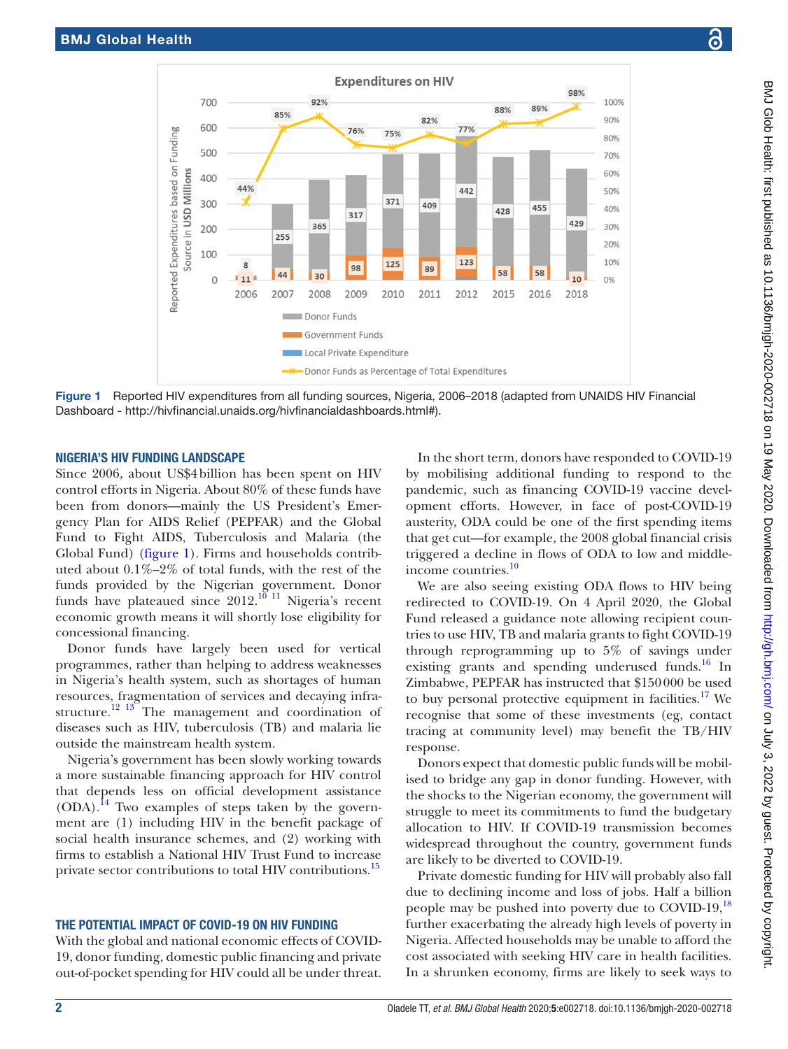Figure 1 Reported HIV expenditures from all funding sources, Nigeria, 2006–2018 (adapted from UNAIDS HIV Financial Dashboard - http://hivfinancial.unaids.org/hivfinancialdashboards.html#).

## NIGERIA'S HIV FUNDING LANDSCAPE

Since 2006, about US$4 billion has been spent on HIV control efforts in Nigeria. About 80% of these funds have been from donors—mainly the US President's Emergency Plan for AIDS Relief (PEPFAR) and the Global Fund to Fight AIDS, Tuberculosis and Malaria (the Global Fund) (figure 1). Firms and households contributed about 0.1%–2% of total funds, with the rest of the funds provided by the Nigerian government. Donor funds have plateaued since 2012.[10 11] Nigeria's recent economic growth means it will shortly lose eligibility for concessional financing.

Donor funds have largely been used for vertical programmes, rather than helping to address weaknesses in Nigeria's health system, such as shortages of human resources, fragmentation of services and decaying infrastructure.[12 13] The management and coordination of diseases such as HIV, tuberculosis (TB) and malaria lie outside the mainstream health system.

Nigeria's government has been slowly working towards a more sustainable financing approach for HIV control that depends less on official development assistance (ODA).[14] Two examples of steps taken by the government are (1) including HIV in the benefit package of social health insurance schemes, and (2) working with firms to establish a National HIV Trust Fund to increase private sector contributions to total HIV contributions.[15]

## THE POTENTIAL IMPACT OF COVID-19 ON HIV FUNDING

With the global and national economic effects of COVID-19, donor funding, domestic public financing and private out-of-pocket spending for HIV could all be under threat.

In the short term, donors have responded to COVID-19 by mobilising additional funding to respond to the pandemic, such as financing COVID-19 vaccine development efforts. However, in face of post-COVID-19 austerity, ODA could be one of the first spending items that get cut—for example, the 2008 global financial crisis triggered a decline in flows of ODA to low and middle-income countries.[10]

We are also seeing existing ODA flows to HIV being redirected to COVID-19. On 4 April 2020, the Global Fund released a guidance note allowing recipient countries to use HIV, TB and malaria grants to fight COVID-19 through reprogramming up to 5% of savings under existing grants and spending underused funds.[16] In Zimbabwe, PEPFAR has instructed that $150 000 be used to buy personal protective equipment in facilities.[17] We recognise that some of these investments (eg, contact tracing at community level) may benefit the TB/HIV response.

Donors expect that domestic public funds will be mobilised to bridge any gap in donor funding. However, with the shocks to the Nigerian economy, the government will struggle to meet its commitments to fund the budgetary allocation to HIV. If COVID-19 transmission becomes widespread throughout the country, government funds are likely to be diverted to COVID-19.

Private domestic funding for HIV will probably also fall due to declining income and loss of jobs. Half a billion people may be pushed into poverty due to COVID-19,[18] further exacerbating the already high levels of poverty in Nigeria. Affected households may be unable to afford the cost associated with seeking HIV care in health facilities. In a shrunken economy, firms are likely to seek ways to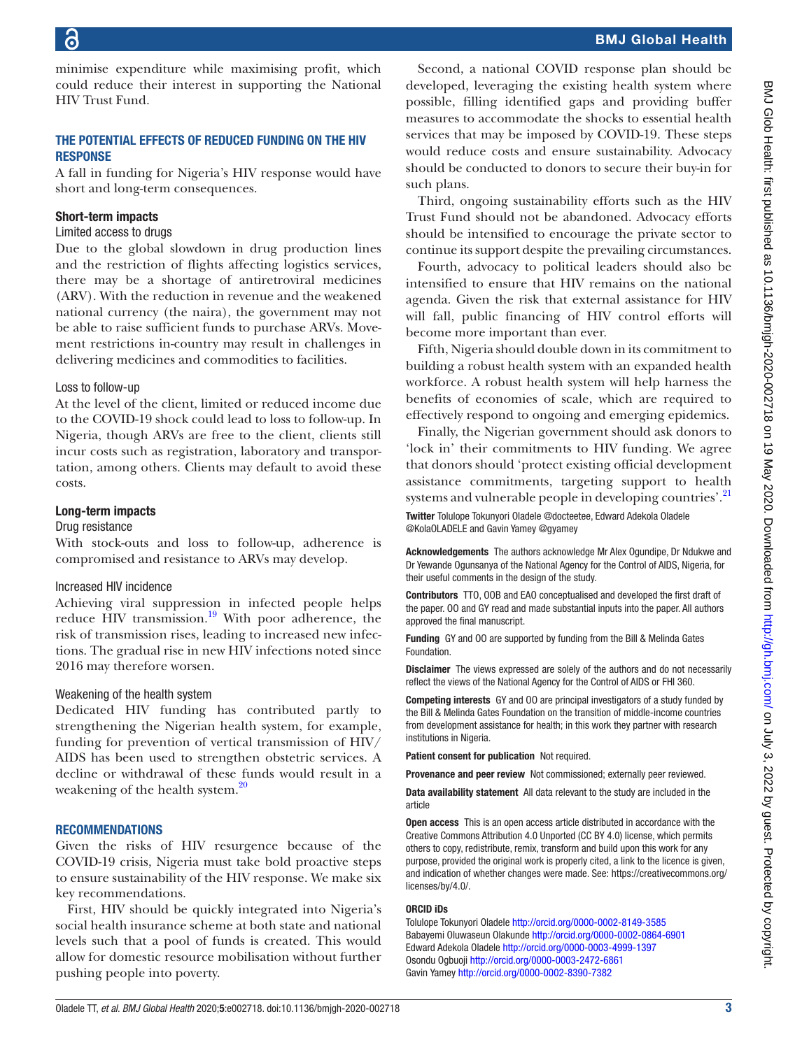minimise expenditure while maximising profit, which could reduce their interest in supporting the National HIV Trust Fund.

## THE POTENTIAL EFFECTS OF REDUCED FUNDING ON THE HIV RESPONSE

A fall in funding for Nigeria's HIV response would have short and long-term consequences.

### Short-term impacts

#### Limited access to drugs

Due to the global slowdown in drug production lines and the restriction of flights affecting logistics services, there may be a shortage of antiretroviral medicines (ARV). With the reduction in revenue and the weakened national currency (the naira), the government may not be able to raise sufficient funds to purchase ARVs. Movement restrictions in-country may result in challenges in delivering medicines and commodities to facilities.

#### Loss to follow-up

At the level of the client, limited or reduced income due to the COVID-19 shock could lead to loss to follow-up. In Nigeria, though ARVs are free to the client, clients still incur costs such as registration, laboratory and transportation, among others. Clients may default to avoid these costs.

### Long-term impacts

#### Drug resistance

With stock-outs and loss to follow-up, adherence is compromised and resistance to ARVs may develop.

#### Increased HIV incidence

Achieving viral suppression in infected people helps reduce HIV transmission.[19] With poor adherence, the risk of transmission rises, leading to increased new infections. The gradual rise in new HIV infections noted since 2016 may therefore worsen.

#### Weakening of the health system

Dedicated HIV funding has contributed partly to strengthening the Nigerian health system, for example, funding for prevention of vertical transmission of HIV/AIDS has been used to strengthen obstetric services. A decline or withdrawal of these funds would result in a weakening of the health system.[20]

## RECOMMENDATIONS

Given the risks of HIV resurgence because of the COVID-19 crisis, Nigeria must take bold proactive steps to ensure sustainability of the HIV response. We make six key recommendations.

First, HIV should be quickly integrated into Nigeria's social health insurance scheme at both state and national levels such that a pool of funds is created. This would allow for domestic resource mobilisation without further pushing people into poverty.

Second, a national COVID response plan should be developed, leveraging the existing health system where possible, filling identified gaps and providing buffer measures to accommodate the shocks to essential health services that may be imposed by COVID-19. These steps would reduce costs and ensure sustainability. Advocacy should be conducted to donors to secure their buy-in for such plans.

Third, ongoing sustainability efforts such as the HIV Trust Fund should not be abandoned. Advocacy efforts should be intensified to encourage the private sector to continue its support despite the prevailing circumstances.

Fourth, advocacy to political leaders should also be intensified to ensure that HIV remains on the national agenda. Given the risk that external assistance for HIV will fall, public financing of HIV control efforts will become more important than ever.

Fifth, Nigeria should double down in its commitment to building a robust health system with an expanded health workforce. A robust health system will help harness the benefits of economies of scale, which are required to effectively respond to ongoing and emerging epidemics.

Finally, the Nigerian government should ask donors to 'lock in' their commitments to HIV funding. We agree that donors should 'protect existing official development assistance commitments, targeting support to health systems and vulnerable people in developing countries'.[21]

**Twitter** Tolulope Tokunyori Oladele @docteetee, Edward Adekola Oladele @KolaOLADELE and Gavin Yamey @gyamey

**Acknowledgements** The authors acknowledge Mr Alex Ogundipe, Dr Ndukwe and Dr Yewande Ogunsanya of the National Agency for the Control of AIDS, Nigeria, for their useful comments in the design of the study.

**Contributors** TTO, OOB and EAO conceptualised and developed the first draft of the paper. OO and GY read and made substantial inputs into the paper. All authors approved the final manuscript.

**Funding** GY and OO are supported by funding from the Bill & Melinda Gates Foundation.

**Disclaimer** The views expressed are solely of the authors and do not necessarily reflect the views of the National Agency for the Control of AIDS or FHI 360.

**Competing interests** GY and OO are principal investigators of a study funded by the Bill & Melinda Gates Foundation on the transition of middle-income countries from development assistance for health; in this work they partner with research institutions in Nigeria.

**Patient consent for publication** Not required.

**Provenance and peer review** Not commissioned; externally peer reviewed.

**Data availability statement** All data relevant to the study are included in the article

**Open access** This is an open access article distributed in accordance with the Creative Commons Attribution 4.0 Unported (CC BY 4.0) license, which permits others to copy, redistribute, remix, transform and build upon this work for any purpose, provided the original work is properly cited, a link to the licence is given, and indication of whether changes were made. See: https://creativecommons.org/licenses/by/4.0/.

**ORCID iDs**

Tolulope Tokunyori Oladele http://orcid.org/0000-0002-8149-3585
Babayemi Oluwaseun Olakunde http://orcid.org/0000-0002-0864-6901
Edward Adekola Oladele http://orcid.org/0000-0003-4999-1397
Osondu Ogbuoji http://orcid.org/0000-0003-2472-6861
Gavin Yamey http://orcid.org/0000-0002-8390-7382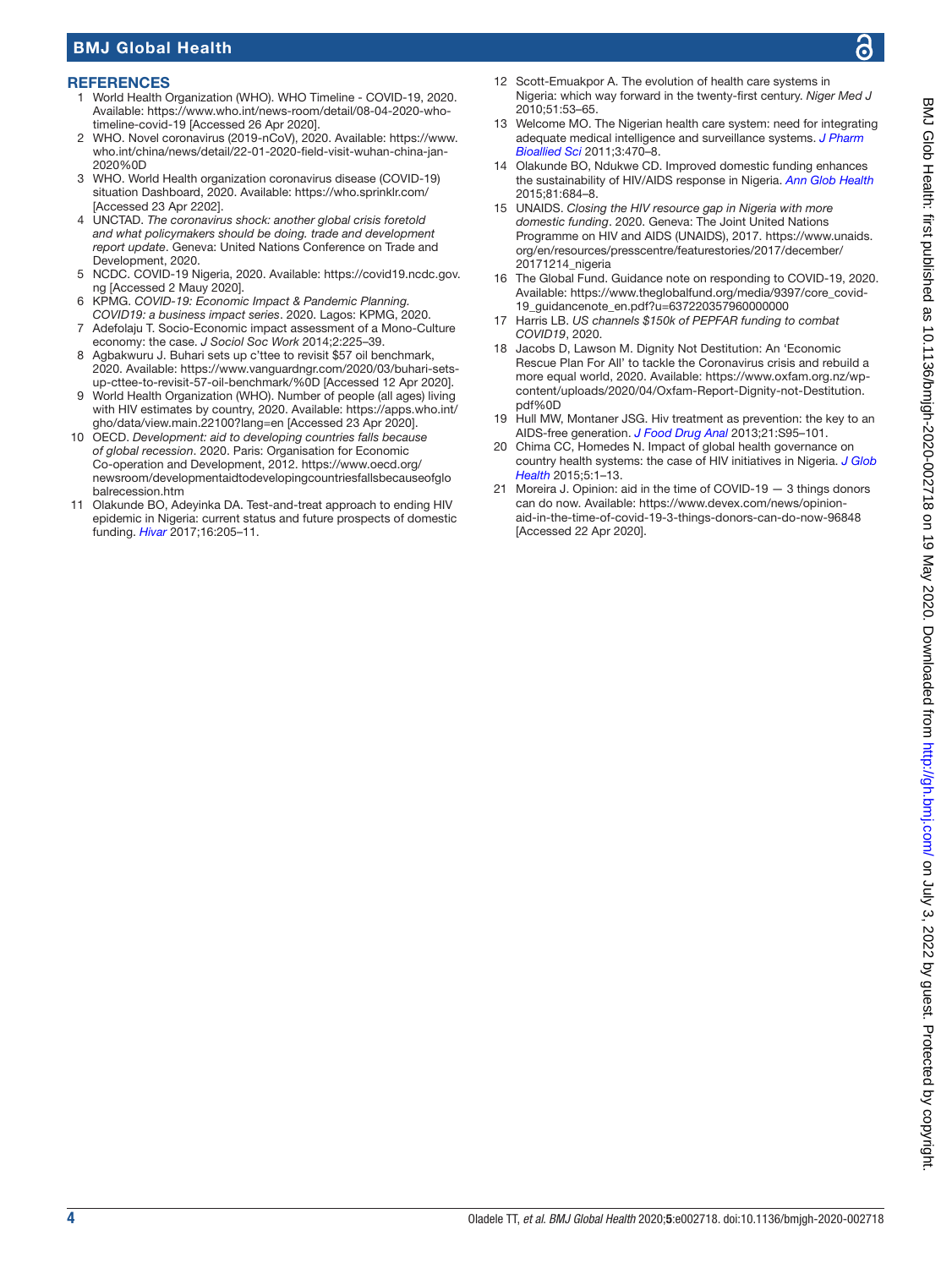## REFERENCES

1. World Health Organization (WHO). WHO Timeline - COVID-19, 2020. Available: https://www.who.int/news-room/detail/08-04-2020-who-timeline-covid-19 [Accessed 26 Apr 2020].
2. WHO. Novel coronavirus (2019-nCoV), 2020. Available: https://www.who.int/china/news/detail/22-01-2020-field-visit-wuhan-china-jan-2020%0D
3. WHO. World Health organization coronavirus disease (COVID-19) situation Dashboard, 2020. Available: https://who.sprinklr.com/ [Accessed 23 Apr 2202].
4. UNCTAD. *The coronavirus shock: another global crisis foretold and what policymakers should be doing. trade and development report update*. Geneva: United Nations Conference on Trade and Development, 2020.
5. NCDC. COVID-19 Nigeria, 2020. Available: https://covid19.ncdc.gov.ng [Accessed 2 Mauy 2020].
6. KPMG. *COVID-19: Economic Impact & Pandemic Planning. COVID19: a business impact series*. 2020. Lagos: KPMG, 2020.
7. Adefolaju T. Socio-Economic impact assessment of a Mono-Culture economy: the case. *J Sociol Soc Work* 2014;2:225–39.
8. Agbakwuru J. Buhari sets up c'ttee to revisit $57 oil benchmark, 2020. Available: https://www.vanguardngr.com/2020/03/buhari-sets-up-cttee-to-revisit-57-oil-benchmark/%0D [Accessed 12 Apr 2020].
9. World Health Organization (WHO). Number of people (all ages) living with HIV estimates by country, 2020. Available: https://apps.who.int/gho/data/view.main.22100?lang=en [Accessed 23 Apr 2020].
10. OECD. *Development: aid to developing countries falls because of global recession*. 2020. Paris: Organisation for Economic Co-operation and Development, 2012. https://www.oecd.org/newsroom/developmentaidtodevelopingcountriesfallsbecauseofglobalrecession.htm
11. Olakunde BO, Adeyinka DA. Test-and-treat approach to ending HIV epidemic in Nigeria: current status and future prospects of domestic funding. *Hivar* 2017;16:205–11.
12. Scott-Emuakpor A. The evolution of health care systems in Nigeria: which way forward in the twenty-first century. *Niger Med J* 2010;51:53–65.
13. Welcome MO. The Nigerian health care system: need for integrating adequate medical intelligence and surveillance systems. *J Pharm Bioallied Sci* 2011;3:470–8.
14. Olakunde BO, Ndukwe CD. Improved domestic funding enhances the sustainability of HIV/AIDS response in Nigeria. *Ann Glob Health* 2015;81:684–8.
15. UNAIDS. *Closing the HIV resource gap in Nigeria with more domestic funding*. 2020. Geneva: The Joint United Nations Programme on HIV and AIDS (UNAIDS), 2017. https://www.unaids.org/en/resources/presscentre/featurestories/2017/december/20171214_nigeria
16. The Global Fund. Guidance note on responding to COVID-19, 2020. Available: https://www.theglobalfund.org/media/9397/core_covid-19_guidancenote_en.pdf?u=637220357960000000
17. Harris LB. *US channels $150k of PEPFAR funding to combat COVID19*, 2020.
18. Jacobs D, Lawson M. Dignity Not Destitution: An 'Economic Rescue Plan For All' to tackle the Coronavirus crisis and rebuild a more equal world, 2020. Available: https://www.oxfam.org.nz/wp-content/uploads/2020/04/Oxfam-Report-Dignity-not-Destitution.pdf%0D
19. Hull MW, Montaner JSG. Hiv treatment as prevention: the key to an AIDS-free generation. *J Food Drug Anal* 2013;21:S95–101.
20. Chima CC, Homedes N. Impact of global health governance on country health systems: the case of HIV initiatives in Nigeria. *J Glob Health* 2015;5:1–13.
21. Moreira J. Opinion: aid in the time of COVID-19 — 3 things donors can do now. Available: https://www.devex.com/news/opinion-aid-in-the-time-of-covid-19-3-things-donors-can-do-now-96848 [Accessed 22 Apr 2020].